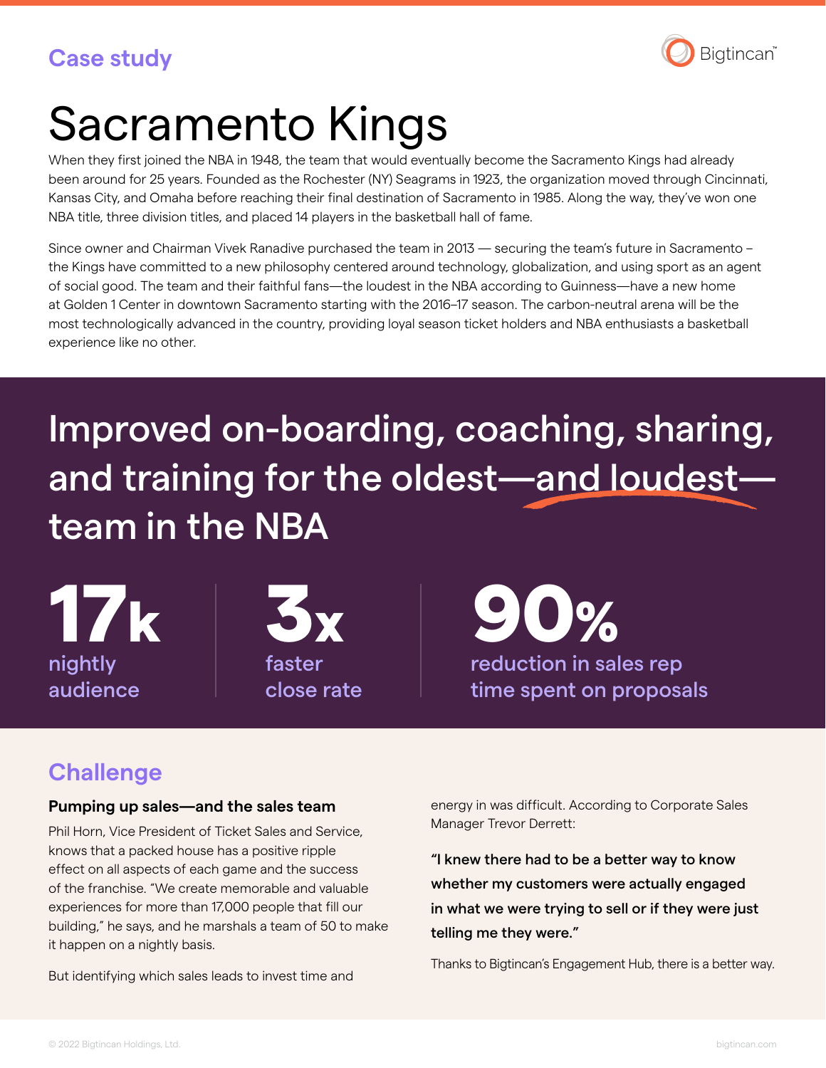Case study

Bigtincan™

# Sacramento Kings

When they first joined the NBA in 1948, the team that would eventually become the Sacramento Kings had already been around for 25 years. Founded as the Rochester (NY) Seagrams in 1923, the organization moved through Cincinnati, Kansas City, and Omaha before reaching their final destination of Sacramento in 1985. Along the way, they've won one NBA title, three division titles, and placed 14 players in the basketball hall of fame.

Since owner and Chairman Vivek Ranadive purchased the team in 2013 — securing the team's future in Sacramento – the Kings have committed to a new philosophy centered around technology, globalization, and using sport as an agent of social good. The team and their faithful fans—the loudest in the NBA according to Guinness—have a new home at Golden 1 Center in downtown Sacramento starting with the 2016–17 season. The carbon-neutral arena will be the most technologically advanced in the country, providing loyal season ticket holders and NBA enthusiasts a basketball experience like no other.

## Improved on-boarding, coaching, sharing, and training for the oldest—and loudest—team in the NBA

**17k** nightly audience

**3x** faster close rate

**90%** reduction in sales rep time spent on proposals

## Challenge

### Pumping up sales—and the sales team

Phil Horn, Vice President of Ticket Sales and Service, knows that a packed house has a positive ripple effect on all aspects of each game and the success of the franchise. "We create memorable and valuable experiences for more than 17,000 people that fill our building," he says, and he marshals a team of 50 to make it happen on a nightly basis.

But identifying which sales leads to invest time and energy in was difficult. According to Corporate Sales Manager Trevor Derrett:

**"I knew there had to be a better way to know whether my customers were actually engaged in what we were trying to sell or if they were just telling me they were."**

Thanks to Bigtincan's Engagement Hub, there is a better way.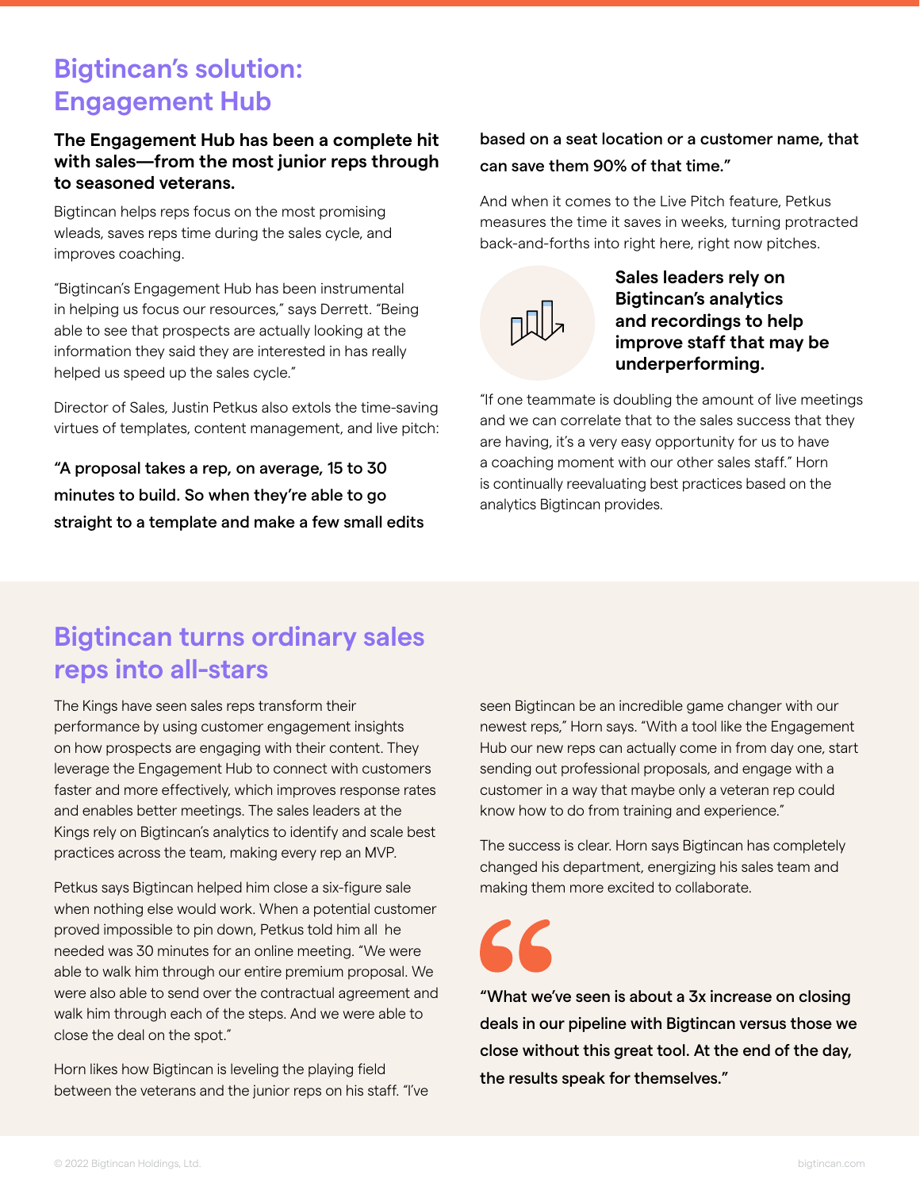## Bigtincan's solution: Engagement Hub

**The Engagement Hub has been a complete hit with sales—from the most junior reps through to seasoned veterans.**

Bigtincan helps reps focus on the most promising wleads, saves reps time during the sales cycle, and improves coaching.

"Bigtincan's Engagement Hub has been instrumental in helping us focus our resources," says Derrett. "Being able to see that prospects are actually looking at the information they said they are interested in has really helped us speed up the sales cycle."

Director of Sales, Justin Petkus also extols the time-saving virtues of templates, content management, and live pitch:

**"A proposal takes a rep, on average, 15 to 30 minutes to build. So when they're able to go straight to a template and make a few small edits based on a seat location or a customer name, that can save them 90% of that time."**

And when it comes to the Live Pitch feature, Petkus measures the time it saves in weeks, turning protracted back-and-forths into right here, right now pitches.

**Sales leaders rely on Bigtincan's analytics and recordings to help improve staff that may be underperforming.**

"If one teammate is doubling the amount of live meetings and we can correlate that to the sales success that they are having, it's a very easy opportunity for us to have a coaching moment with our other sales staff." Horn is continually reevaluating best practices based on the analytics Bigtincan provides.

## Bigtincan turns ordinary sales reps into all-stars

The Kings have seen sales reps transform their performance by using customer engagement insights on how prospects are engaging with their content. They leverage the Engagement Hub to connect with customers faster and more effectively, which improves response rates and enables better meetings. The sales leaders at the Kings rely on Bigtincan's analytics to identify and scale best practices across the team, making every rep an MVP.

Petkus says Bigtincan helped him close a six-figure sale when nothing else would work. When a potential customer proved impossible to pin down, Petkus told him all he needed was 30 minutes for an online meeting. "We were able to walk him through our entire premium proposal. We were also able to send over the contractual agreement and walk him through each of the steps. And we were able to close the deal on the spot."

Horn likes how Bigtincan is leveling the playing field between the veterans and the junior reps on his staff. "I've seen Bigtincan be an incredible game changer with our newest reps," Horn says. "With a tool like the Engagement Hub our new reps can actually come in from day one, start sending out professional proposals, and engage with a customer in a way that maybe only a veteran rep could know how to do from training and experience."

The success is clear. Horn says Bigtincan has completely changed his department, energizing his sales team and making them more excited to collaborate.

**"What we've seen is about a 3x increase on closing deals in our pipeline with Bigtincan versus those we close without this great tool. At the end of the day, the results speak for themselves."**